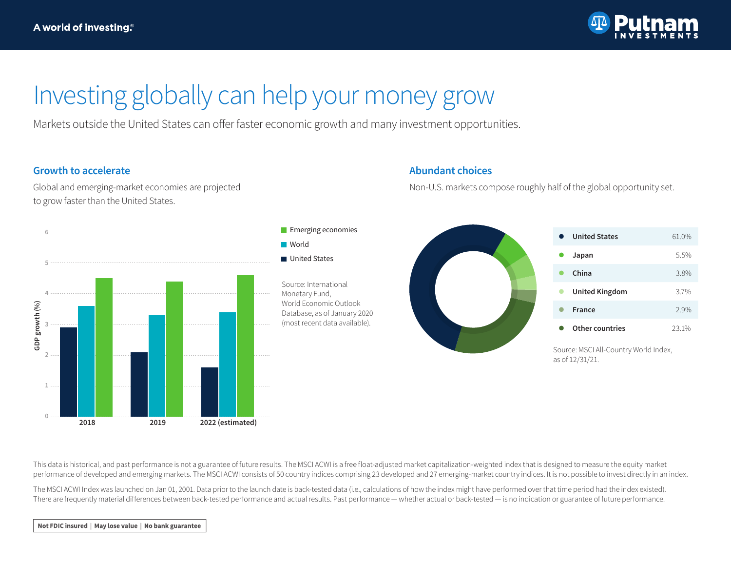A world of investing®

Putnam INVESTMENTS

# Investing globally can help your money grow

Markets outside the United States can offer faster economic growth and many investment opportunities.

## Growth to accelerate

Global and emerging-market economies are projected to grow faster than the United States.

GDP growth (%)

| | United States | World | Emerging economies |
|---|---|---|---|
| 2018 | 2.9 | 3.6 | 4.5 |
| 2019 | 2.1 | 3.3 | 4.4 |
| 2022 (estimated) | 1.6 | 3.4 | 4.6 |

Source: International Monetary Fund, World Economic Outlook Database, as of January 2020 (most recent data available).

## Abundant choices

Non-U.S. markets compose roughly half of the global opportunity set.

| Country | Share |
|---|---|
| United States | 61.0% |
| Japan | 5.5% |
| China | 3.8% |
| United Kingdom | 3.7% |
| France | 2.9% |
| Other countries | 23.1% |

Source: MSCI All-Country World Index, as of 12/31/21.

This data is historical, and past performance is not a guarantee of future results. The MSCI ACWI is a free float-adjusted market capitalization-weighted index that is designed to measure the equity market performance of developed and emerging markets. The MSCI ACWI consists of 50 country indices comprising 23 developed and 27 emerging-market country indices. It is not possible to invest directly in an index.

The MSCI ACWI Index was launched on Jan 01, 2001. Data prior to the launch date is back-tested data (i.e., calculations of how the index might have performed over that time period had the index existed). There are frequently material differences between back-tested performance and actual results. Past performance — whether actual or back-tested — is no indication or guarantee of future performance.

**Not FDIC insured | May lose value | No bank guarantee**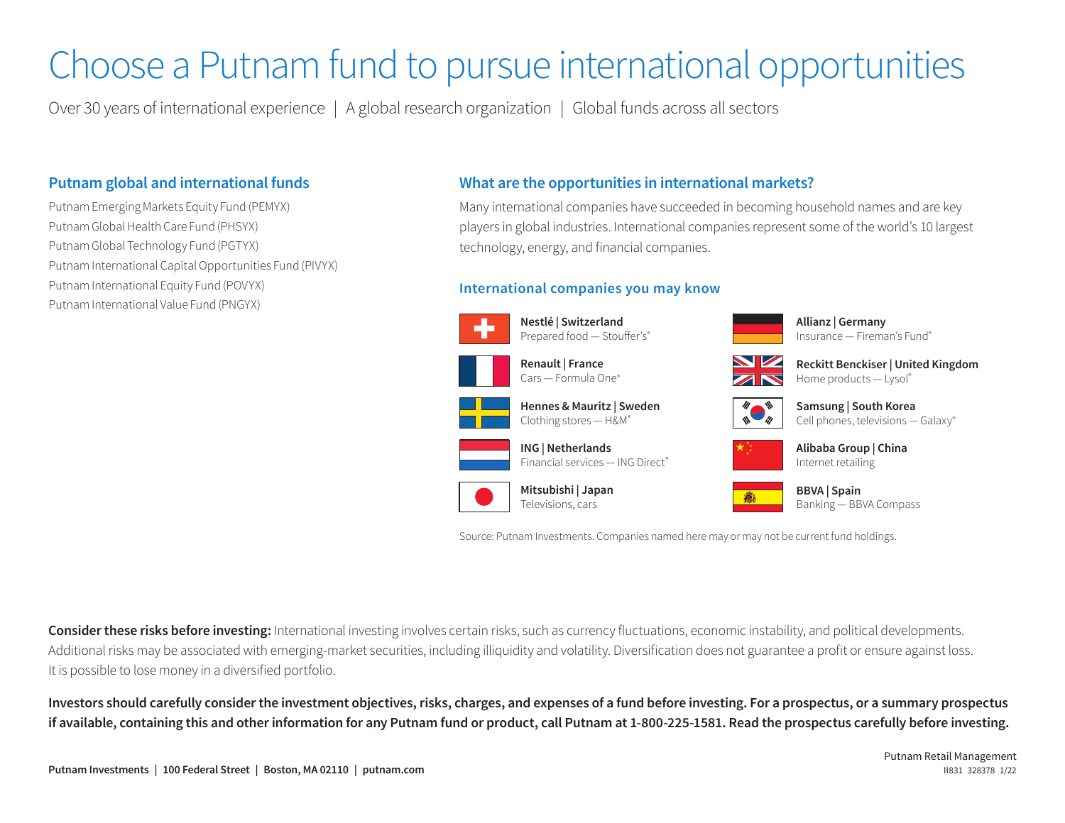# Choose a Putnam fund to pursue international opportunities

Over 30 years of international experience | A global research organization | Global funds across all sectors

## Putnam global and international funds

Putnam Emerging Markets Equity Fund (PEMYX)
Putnam Global Health Care Fund (PHSYX)
Putnam Global Technology Fund (PGTYX)
Putnam International Capital Opportunities Fund (PIVYX)
Putnam International Equity Fund (POVYX)
Putnam International Value Fund (PNGYX)

## What are the opportunities in international markets?

Many international companies have succeeded in becoming household names and are key players in global industries. International companies represent some of the world's 10 largest technology, energy, and financial companies.

### International companies you may know

**Nestlé | Switzerland**
Prepared food — Stouffer's®

**Renault | France**
Cars — Formula One®

**Hennes & Mauritz | Sweden**
Clothing stores — H&M®

**ING | Netherlands**
Financial services — ING Direct®

**Mitsubishi | Japan**
Televisions, cars

**Allianz | Germany**
Insurance — Fireman's Fund®

**Reckitt Benckiser | United Kingdom**
Home products — Lysol®

**Samsung | South Korea**
Cell phones, televisions — Galaxy®

**Alibaba Group | China**
Internet retailing

**BBVA | Spain**
Banking — BBVA Compass

Source: Putnam Investments. Companies named here may or may not be current fund holdings.

**Consider these risks before investing:** International investing involves certain risks, such as currency fluctuations, economic instability, and political developments. Additional risks may be associated with emerging-market securities, including illiquidity and volatility. Diversification does not guarantee a profit or ensure against loss. It is possible to lose money in a diversified portfolio.

**Investors should carefully consider the investment objectives, risks, charges, and expenses of a fund before investing. For a prospectus, or a summary prospectus if available, containing this and other information for any Putnam fund or product, call Putnam at 1-800-225-1581. Read the prospectus carefully before investing.**

**Putnam Investments | 100 Federal Street | Boston, MA 02110 | putnam.com**

Putnam Retail Management
II831 328378 1/22